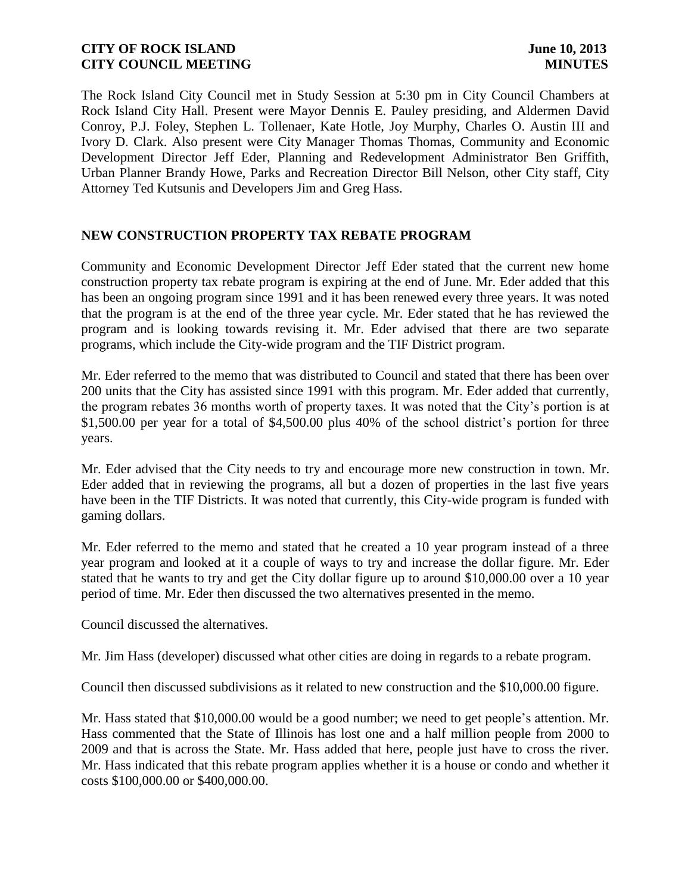The Rock Island City Council met in Study Session at 5:30 pm in City Council Chambers at Rock Island City Hall. Present were Mayor Dennis E. Pauley presiding, and Aldermen David Conroy, P.J. Foley, Stephen L. Tollenaer, Kate Hotle, Joy Murphy, Charles O. Austin III and Ivory D. Clark. Also present were City Manager Thomas Thomas, Community and Economic Development Director Jeff Eder, Planning and Redevelopment Administrator Ben Griffith, Urban Planner Brandy Howe, Parks and Recreation Director Bill Nelson, other City staff, City Attorney Ted Kutsunis and Developers Jim and Greg Hass.

## NEW CONSTRUCTION PROPERTY TAX REBATE PROGRAM

Community and Economic Development Director Jeff Eder stated that the current new home construction property tax rebate program is expiring at the end of June. Mr. Eder added that this has been an ongoing program since 1991 and it has been renewed every three years. It was noted that the program is at the end of the three year cycle. Mr. Eder stated that he has reviewed the program and is looking towards revising it. Mr. Eder advised that there are two separate programs, which include the City-wide program and the TIF District program.

Mr. Eder referred to the memo that was distributed to Council and stated that there has been over 200 units that the City has assisted since 1991 with this program. Mr. Eder added that currently, the program rebates 36 months worth of property taxes. It was noted that the City's portion is at $1,500.00 per year for a total of $4,500.00 plus 40% of the school district's portion for three years.

Mr. Eder advised that the City needs to try and encourage more new construction in town. Mr. Eder added that in reviewing the programs, all but a dozen of properties in the last five years have been in the TIF Districts. It was noted that currently, this City-wide program is funded with gaming dollars.

Mr. Eder referred to the memo and stated that he created a 10 year program instead of a three year program and looked at it a couple of ways to try and increase the dollar figure. Mr. Eder stated that he wants to try and get the City dollar figure up to around $10,000.00 over a 10 year period of time. Mr. Eder then discussed the two alternatives presented in the memo.

Council discussed the alternatives.

Mr. Jim Hass (developer) discussed what other cities are doing in regards to a rebate program.

Council then discussed subdivisions as it related to new construction and the $10,000.00 figure.

Mr. Hass stated that $10,000.00 would be a good number; we need to get people's attention. Mr. Hass commented that the State of Illinois has lost one and a half million people from 2000 to 2009 and that is across the State. Mr. Hass added that here, people just have to cross the river. Mr. Hass indicated that this rebate program applies whether it is a house or condo and whether it costs $100,000.00 or $400,000.00.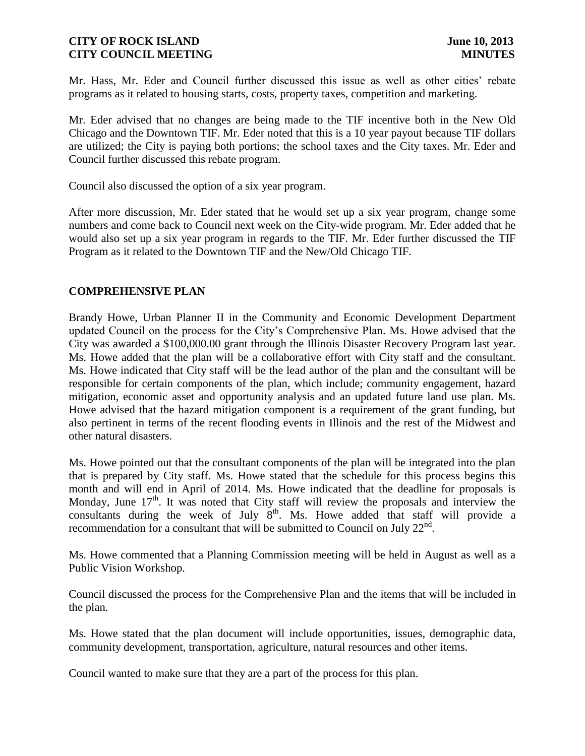Mr. Hass, Mr. Eder and Council further discussed this issue as well as other cities' rebate programs as it related to housing starts, costs, property taxes, competition and marketing.

Mr. Eder advised that no changes are being made to the TIF incentive both in the New Old Chicago and the Downtown TIF. Mr. Eder noted that this is a 10 year payout because TIF dollars are utilized; the City is paying both portions; the school taxes and the City taxes. Mr. Eder and Council further discussed this rebate program.

Council also discussed the option of a six year program.

After more discussion, Mr. Eder stated that he would set up a six year program, change some numbers and come back to Council next week on the City-wide program. Mr. Eder added that he would also set up a six year program in regards to the TIF. Mr. Eder further discussed the TIF Program as it related to the Downtown TIF and the New/Old Chicago TIF.

## COMPREHENSIVE PLAN

Brandy Howe, Urban Planner II in the Community and Economic Development Department updated Council on the process for the City's Comprehensive Plan. Ms. Howe advised that the City was awarded a $100,000.00 grant through the Illinois Disaster Recovery Program last year. Ms. Howe added that the plan will be a collaborative effort with City staff and the consultant. Ms. Howe indicated that City staff will be the lead author of the plan and the consultant will be responsible for certain components of the plan, which include; community engagement, hazard mitigation, economic asset and opportunity analysis and an updated future land use plan. Ms. Howe advised that the hazard mitigation component is a requirement of the grant funding, but also pertinent in terms of the recent flooding events in Illinois and the rest of the Midwest and other natural disasters.

Ms. Howe pointed out that the consultant components of the plan will be integrated into the plan that is prepared by City staff. Ms. Howe stated that the schedule for this process begins this month and will end in April of 2014. Ms. Howe indicated that the deadline for proposals is Monday, June 17th. It was noted that City staff will review the proposals and interview the consultants during the week of July 8th. Ms. Howe added that staff will provide a recommendation for a consultant that will be submitted to Council on July 22nd.

Ms. Howe commented that a Planning Commission meeting will be held in August as well as a Public Vision Workshop.

Council discussed the process for the Comprehensive Plan and the items that will be included in the plan.

Ms. Howe stated that the plan document will include opportunities, issues, demographic data, community development, transportation, agriculture, natural resources and other items.

Council wanted to make sure that they are a part of the process for this plan.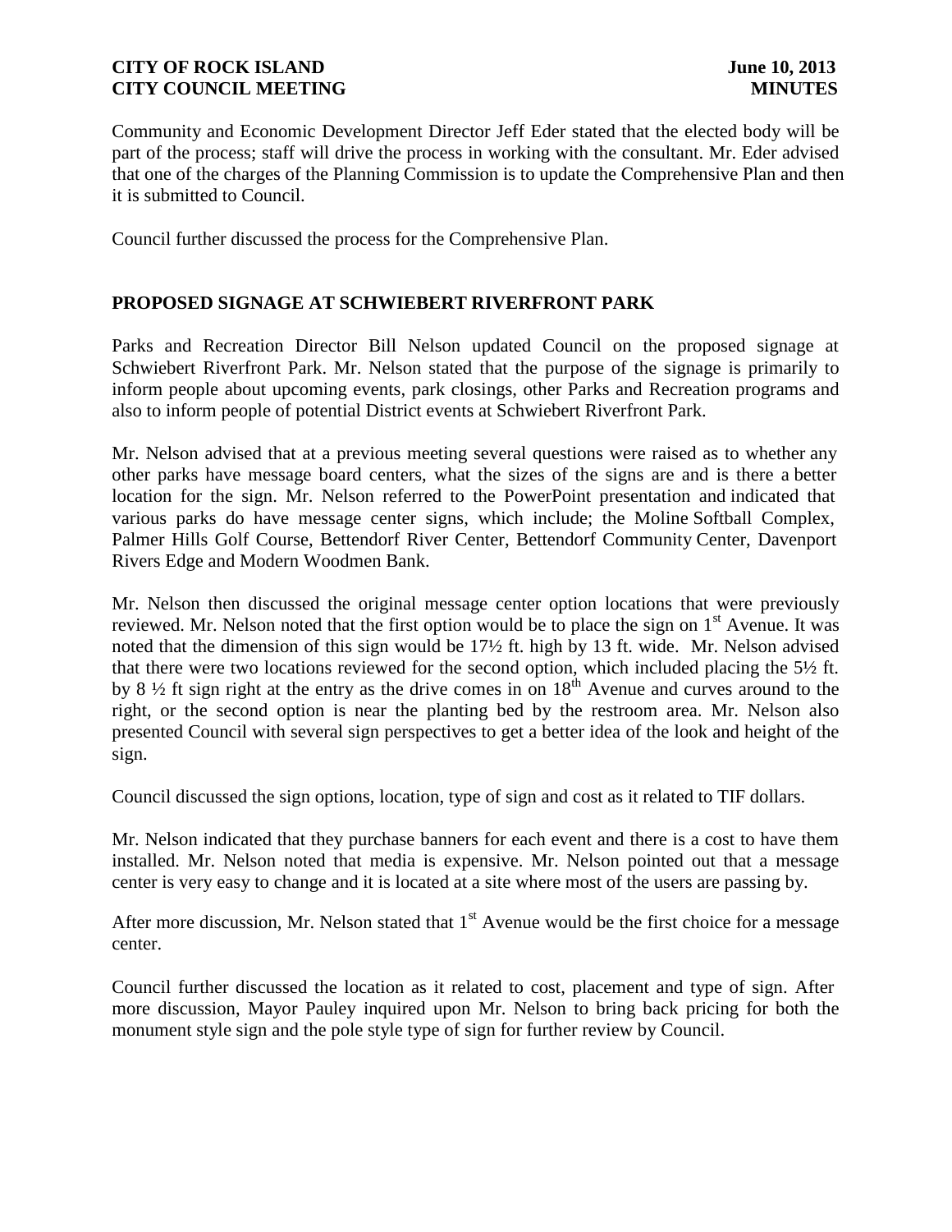Community and Economic Development Director Jeff Eder stated that the elected body will be part of the process; staff will drive the process in working with the consultant. Mr. Eder advised that one of the charges of the Planning Commission is to update the Comprehensive Plan and then it is submitted to Council.

Council further discussed the process for the Comprehensive Plan.

## PROPOSED SIGNAGE AT SCHWIEBERT RIVERFRONT PARK

Parks and Recreation Director Bill Nelson updated Council on the proposed signage at Schwiebert Riverfront Park. Mr. Nelson stated that the purpose of the signage is primarily to inform people about upcoming events, park closings, other Parks and Recreation programs and also to inform people of potential District events at Schwiebert Riverfront Park.

Mr. Nelson advised that at a previous meeting several questions were raised as to whether any other parks have message board centers, what the sizes of the signs are and is there a better location for the sign. Mr. Nelson referred to the PowerPoint presentation and indicated that various parks do have message center signs, which include; the Moline Softball Complex, Palmer Hills Golf Course, Bettendorf River Center, Bettendorf Community Center, Davenport Rivers Edge and Modern Woodmen Bank.

Mr. Nelson then discussed the original message center option locations that were previously reviewed. Mr. Nelson noted that the first option would be to place the sign on 1st Avenue. It was noted that the dimension of this sign would be 17½ ft. high by 13 ft. wide. Mr. Nelson advised that there were two locations reviewed for the second option, which included placing the 5½ ft. by 8 ½ ft sign right at the entry as the drive comes in on 18th Avenue and curves around to the right, or the second option is near the planting bed by the restroom area. Mr. Nelson also presented Council with several sign perspectives to get a better idea of the look and height of the sign.

Council discussed the sign options, location, type of sign and cost as it related to TIF dollars.

Mr. Nelson indicated that they purchase banners for each event and there is a cost to have them installed. Mr. Nelson noted that media is expensive. Mr. Nelson pointed out that a message center is very easy to change and it is located at a site where most of the users are passing by.

After more discussion, Mr. Nelson stated that 1st Avenue would be the first choice for a message center.

Council further discussed the location as it related to cost, placement and type of sign. After more discussion, Mayor Pauley inquired upon Mr. Nelson to bring back pricing for both the monument style sign and the pole style type of sign for further review by Council.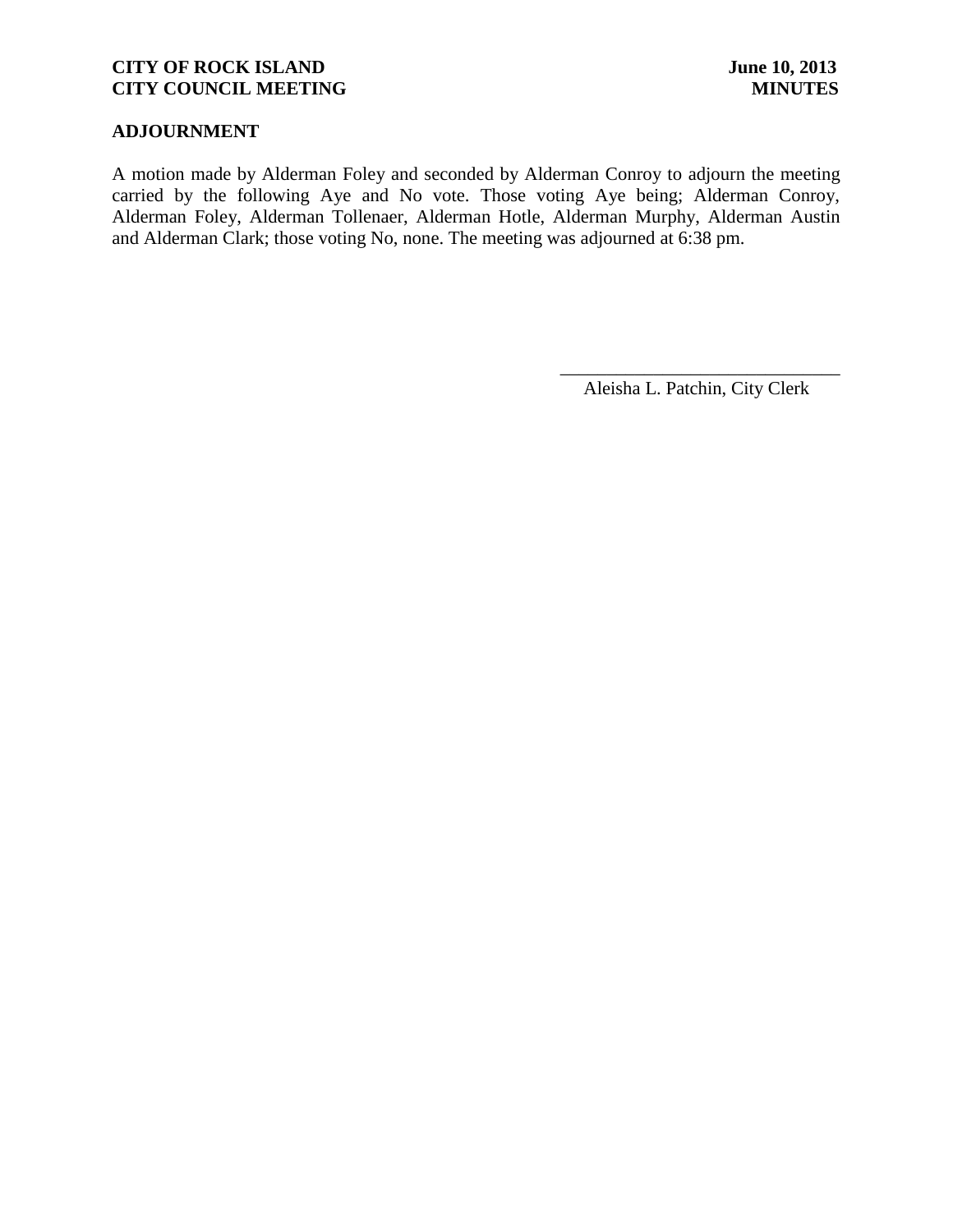## ADJOURNMENT

A motion made by Alderman Foley and seconded by Alderman Conroy to adjourn the meeting carried by the following Aye and No vote. Those voting Aye being; Alderman Conroy, Alderman Foley, Alderman Tollenaer, Alderman Hotle, Alderman Murphy, Alderman Austin and Alderman Clark; those voting No, none. The meeting was adjourned at 6:38 pm.

\_\_\_\_\_\_\_\_\_\_\_\_\_\_\_\_\_\_\_\_\_\_\_\_\_\_\_\_\_\_

Aleisha L. Patchin, City Clerk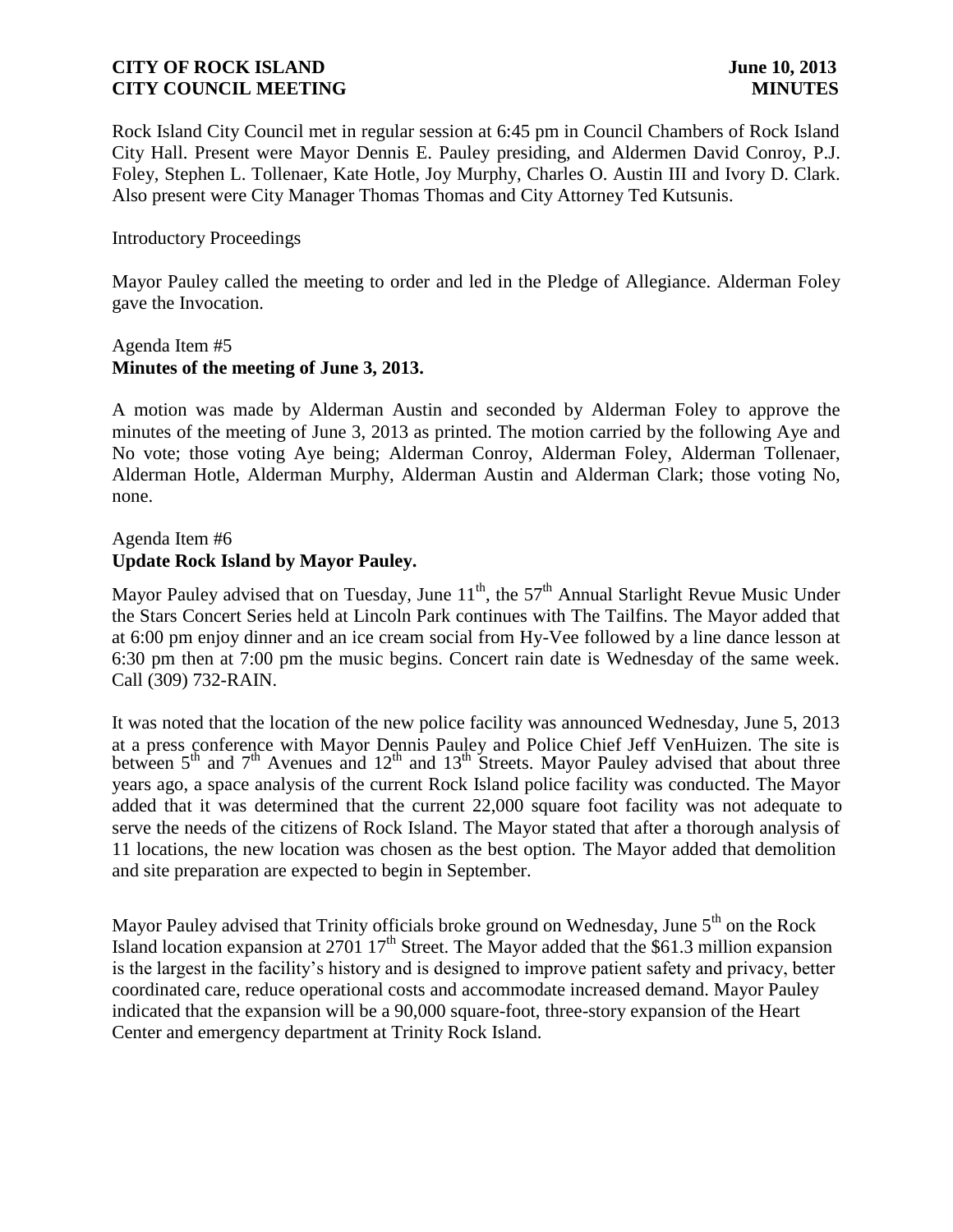Rock Island City Council met in regular session at 6:45 pm in Council Chambers of Rock Island City Hall. Present were Mayor Dennis E. Pauley presiding, and Aldermen David Conroy, P.J. Foley, Stephen L. Tollenaer, Kate Hotle, Joy Murphy, Charles O. Austin III and Ivory D. Clark. Also present were City Manager Thomas Thomas and City Attorney Ted Kutsunis.

Introductory Proceedings

Mayor Pauley called the meeting to order and led in the Pledge of Allegiance. Alderman Foley gave the Invocation.

Agenda Item #5
**Minutes of the meeting of June 3, 2013.**

A motion was made by Alderman Austin and seconded by Alderman Foley to approve the minutes of the meeting of June 3, 2013 as printed. The motion carried by the following Aye and No vote; those voting Aye being; Alderman Conroy, Alderman Foley, Alderman Tollenaer, Alderman Hotle, Alderman Murphy, Alderman Austin and Alderman Clark; those voting No, none.

Agenda Item #6
**Update Rock Island by Mayor Pauley.**

Mayor Pauley advised that on Tuesday, June 11th, the 57th Annual Starlight Revue Music Under the Stars Concert Series held at Lincoln Park continues with The Tailfins. The Mayor added that at 6:00 pm enjoy dinner and an ice cream social from Hy-Vee followed by a line dance lesson at 6:30 pm then at 7:00 pm the music begins. Concert rain date is Wednesday of the same week. Call (309) 732-RAIN.

It was noted that the location of the new police facility was announced Wednesday, June 5, 2013 at a press conference with Mayor Dennis Pauley and Police Chief Jeff VenHuizen. The site is between 5th and 7th Avenues and 12th and 13th Streets. Mayor Pauley advised that about three years ago, a space analysis of the current Rock Island police facility was conducted. The Mayor added that it was determined that the current 22,000 square foot facility was not adequate to serve the needs of the citizens of Rock Island. The Mayor stated that after a thorough analysis of 11 locations, the new location was chosen as the best option. The Mayor added that demolition and site preparation are expected to begin in September.

Mayor Pauley advised that Trinity officials broke ground on Wednesday, June 5th on the Rock Island location expansion at 2701 17th Street. The Mayor added that the $61.3 million expansion is the largest in the facility's history and is designed to improve patient safety and privacy, better coordinated care, reduce operational costs and accommodate increased demand. Mayor Pauley indicated that the expansion will be a 90,000 square-foot, three-story expansion of the Heart Center and emergency department at Trinity Rock Island.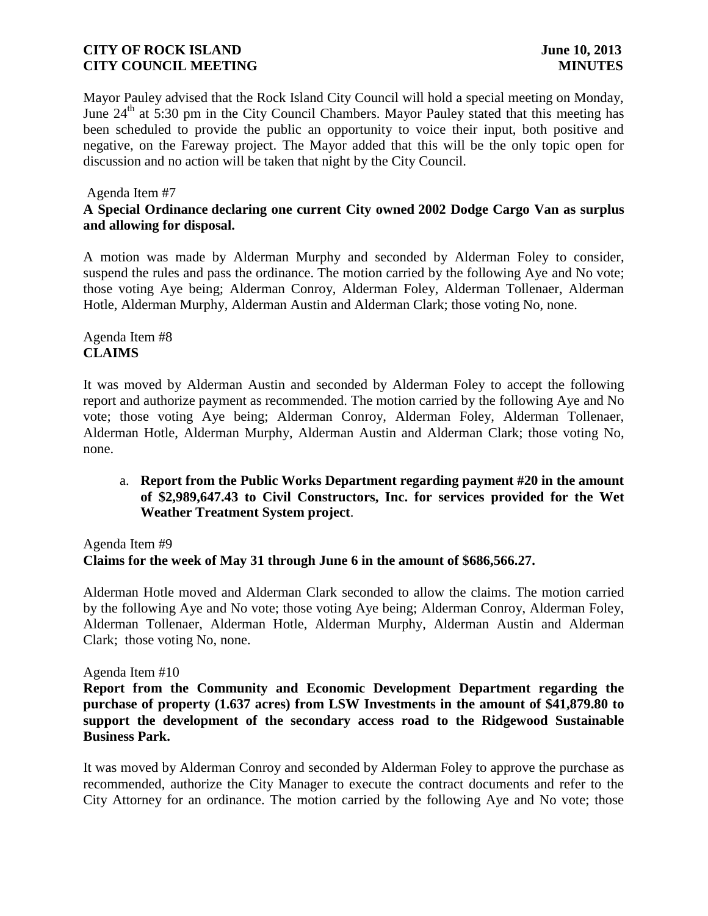Mayor Pauley advised that the Rock Island City Council will hold a special meeting on Monday, June 24th at 5:30 pm in the City Council Chambers. Mayor Pauley stated that this meeting has been scheduled to provide the public an opportunity to voice their input, both positive and negative, on the Fareway project. The Mayor added that this will be the only topic open for discussion and no action will be taken that night by the City Council.

Agenda Item #7

**A Special Ordinance declaring one current City owned 2002 Dodge Cargo Van as surplus and allowing for disposal.**

A motion was made by Alderman Murphy and seconded by Alderman Foley to consider, suspend the rules and pass the ordinance. The motion carried by the following Aye and No vote; those voting Aye being; Alderman Conroy, Alderman Foley, Alderman Tollenaer, Alderman Hotle, Alderman Murphy, Alderman Austin and Alderman Clark; those voting No, none.

Agenda Item #8

**CLAIMS**

It was moved by Alderman Austin and seconded by Alderman Foley to accept the following report and authorize payment as recommended. The motion carried by the following Aye and No vote; those voting Aye being; Alderman Conroy, Alderman Foley, Alderman Tollenaer, Alderman Hotle, Alderman Murphy, Alderman Austin and Alderman Clark; those voting No, none.

a. **Report from the Public Works Department regarding payment #20 in the amount of $2,989,647.43 to Civil Constructors, Inc. for services provided for the Wet Weather Treatment System project**.

Agenda Item #9

**Claims for the week of May 31 through June 6 in the amount of $686,566.27.**

Alderman Hotle moved and Alderman Clark seconded to allow the claims. The motion carried by the following Aye and No vote; those voting Aye being; Alderman Conroy, Alderman Foley, Alderman Tollenaer, Alderman Hotle, Alderman Murphy, Alderman Austin and Alderman Clark; those voting No, none.

Agenda Item #10

**Report from the Community and Economic Development Department regarding the purchase of property (1.637 acres) from LSW Investments in the amount of $41,879.80 to support the development of the secondary access road to the Ridgewood Sustainable Business Park.**

It was moved by Alderman Conroy and seconded by Alderman Foley to approve the purchase as recommended, authorize the City Manager to execute the contract documents and refer to the City Attorney for an ordinance. The motion carried by the following Aye and No vote; those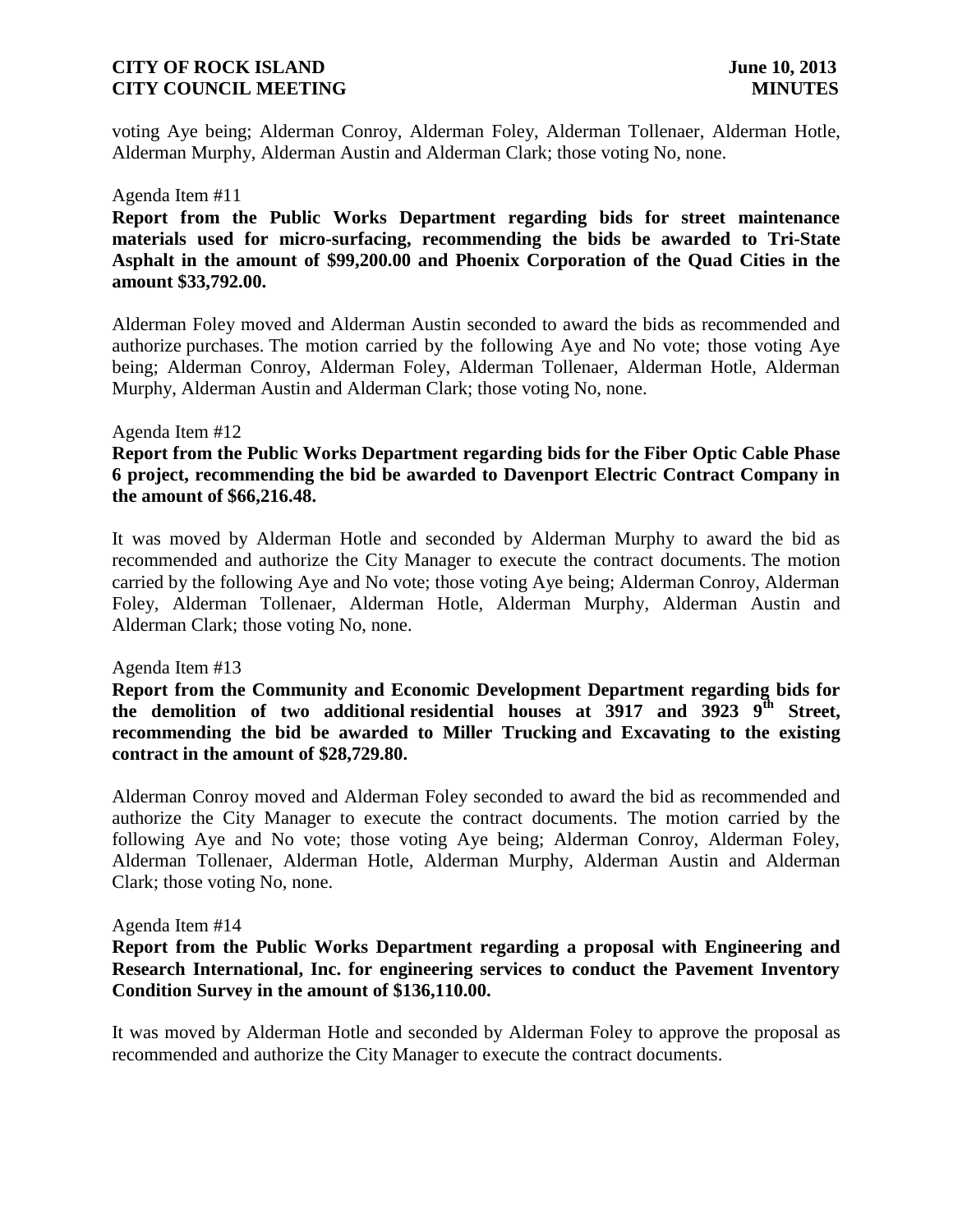voting Aye being; Alderman Conroy, Alderman Foley, Alderman Tollenaer, Alderman Hotle, Alderman Murphy, Alderman Austin and Alderman Clark; those voting No, none.

Agenda Item #11

**Report from the Public Works Department regarding bids for street maintenance materials used for micro-surfacing, recommending the bids be awarded to Tri-State Asphalt in the amount of $99,200.00 and Phoenix Corporation of the Quad Cities in the amount $33,792.00.**

Alderman Foley moved and Alderman Austin seconded to award the bids as recommended and authorize purchases. The motion carried by the following Aye and No vote; those voting Aye being; Alderman Conroy, Alderman Foley, Alderman Tollenaer, Alderman Hotle, Alderman Murphy, Alderman Austin and Alderman Clark; those voting No, none.

Agenda Item #12

**Report from the Public Works Department regarding bids for the Fiber Optic Cable Phase 6 project, recommending the bid be awarded to Davenport Electric Contract Company in the amount of $66,216.48.**

It was moved by Alderman Hotle and seconded by Alderman Murphy to award the bid as recommended and authorize the City Manager to execute the contract documents. The motion carried by the following Aye and No vote; those voting Aye being; Alderman Conroy, Alderman Foley, Alderman Tollenaer, Alderman Hotle, Alderman Murphy, Alderman Austin and Alderman Clark; those voting No, none.

Agenda Item #13

**Report from the Community and Economic Development Department regarding bids for the demolition of two additional residential houses at 3917 and 3923 9th Street, recommending the bid be awarded to Miller Trucking and Excavating to the existing contract in the amount of $28,729.80.**

Alderman Conroy moved and Alderman Foley seconded to award the bid as recommended and authorize the City Manager to execute the contract documents. The motion carried by the following Aye and No vote; those voting Aye being; Alderman Conroy, Alderman Foley, Alderman Tollenaer, Alderman Hotle, Alderman Murphy, Alderman Austin and Alderman Clark; those voting No, none.

Agenda Item #14

**Report from the Public Works Department regarding a proposal with Engineering and Research International, Inc. for engineering services to conduct the Pavement Inventory Condition Survey in the amount of $136,110.00.**

It was moved by Alderman Hotle and seconded by Alderman Foley to approve the proposal as recommended and authorize the City Manager to execute the contract documents.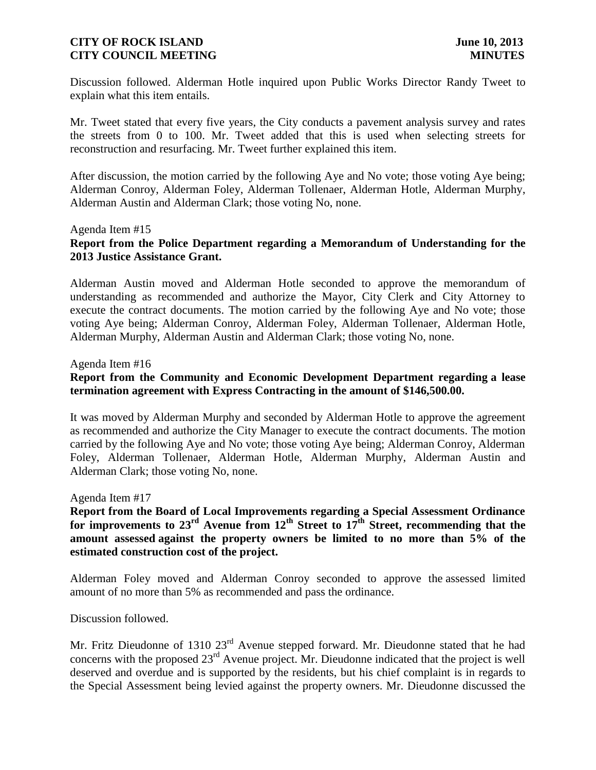Discussion followed. Alderman Hotle inquired upon Public Works Director Randy Tweet to explain what this item entails.

Mr. Tweet stated that every five years, the City conducts a pavement analysis survey and rates the streets from 0 to 100. Mr. Tweet added that this is used when selecting streets for reconstruction and resurfacing. Mr. Tweet further explained this item.

After discussion, the motion carried by the following Aye and No vote; those voting Aye being; Alderman Conroy, Alderman Foley, Alderman Tollenaer, Alderman Hotle, Alderman Murphy, Alderman Austin and Alderman Clark; those voting No, none.

Agenda Item #15

**Report from the Police Department regarding a Memorandum of Understanding for the 2013 Justice Assistance Grant.**

Alderman Austin moved and Alderman Hotle seconded to approve the memorandum of understanding as recommended and authorize the Mayor, City Clerk and City Attorney to execute the contract documents. The motion carried by the following Aye and No vote; those voting Aye being; Alderman Conroy, Alderman Foley, Alderman Tollenaer, Alderman Hotle, Alderman Murphy, Alderman Austin and Alderman Clark; those voting No, none.

Agenda Item #16

**Report from the Community and Economic Development Department regarding a lease termination agreement with Express Contracting in the amount of $146,500.00.**

It was moved by Alderman Murphy and seconded by Alderman Hotle to approve the agreement as recommended and authorize the City Manager to execute the contract documents. The motion carried by the following Aye and No vote; those voting Aye being; Alderman Conroy, Alderman Foley, Alderman Tollenaer, Alderman Hotle, Alderman Murphy, Alderman Austin and Alderman Clark; those voting No, none.

Agenda Item #17

**Report from the Board of Local Improvements regarding a Special Assessment Ordinance for improvements to 23rd Avenue from 12th Street to 17th Street, recommending that the amount assessed against the property owners be limited to no more than 5% of the estimated construction cost of the project.**

Alderman Foley moved and Alderman Conroy seconded to approve the assessed limited amount of no more than 5% as recommended and pass the ordinance.

Discussion followed.

Mr. Fritz Dieudonne of 1310 23rd Avenue stepped forward. Mr. Dieudonne stated that he had concerns with the proposed 23rd Avenue project. Mr. Dieudonne indicated that the project is well deserved and overdue and is supported by the residents, but his chief complaint is in regards to the Special Assessment being levied against the property owners. Mr. Dieudonne discussed the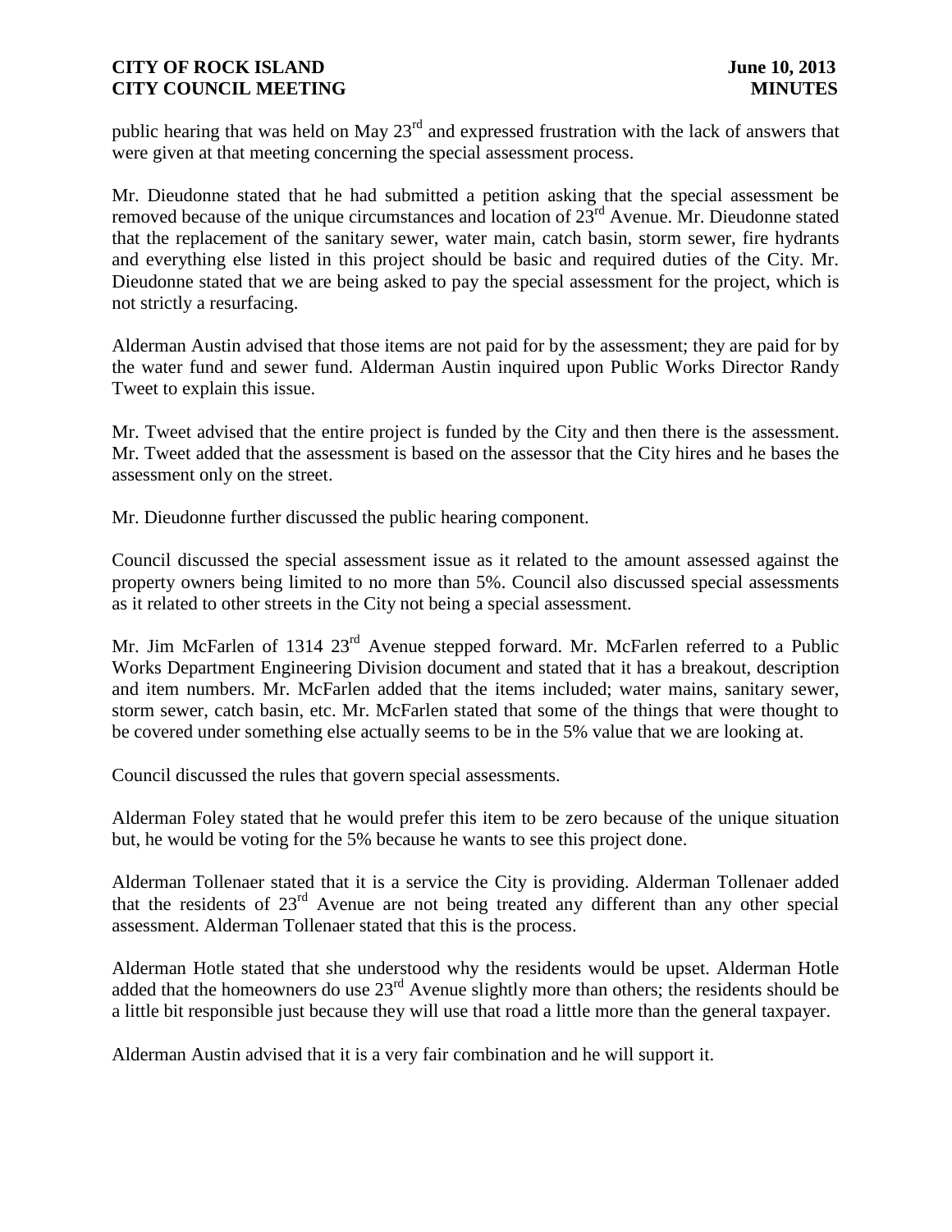public hearing that was held on May 23rd and expressed frustration with the lack of answers that were given at that meeting concerning the special assessment process.

Mr. Dieudonne stated that he had submitted a petition asking that the special assessment be removed because of the unique circumstances and location of 23rd Avenue. Mr. Dieudonne stated that the replacement of the sanitary sewer, water main, catch basin, storm sewer, fire hydrants and everything else listed in this project should be basic and required duties of the City. Mr. Dieudonne stated that we are being asked to pay the special assessment for the project, which is not strictly a resurfacing.

Alderman Austin advised that those items are not paid for by the assessment; they are paid for by the water fund and sewer fund. Alderman Austin inquired upon Public Works Director Randy Tweet to explain this issue.

Mr. Tweet advised that the entire project is funded by the City and then there is the assessment. Mr. Tweet added that the assessment is based on the assessor that the City hires and he bases the assessment only on the street.

Mr. Dieudonne further discussed the public hearing component.

Council discussed the special assessment issue as it related to the amount assessed against the property owners being limited to no more than 5%. Council also discussed special assessments as it related to other streets in the City not being a special assessment.

Mr. Jim McFarlen of 1314 23rd Avenue stepped forward. Mr. McFarlen referred to a Public Works Department Engineering Division document and stated that it has a breakout, description and item numbers. Mr. McFarlen added that the items included; water mains, sanitary sewer, storm sewer, catch basin, etc. Mr. McFarlen stated that some of the things that were thought to be covered under something else actually seems to be in the 5% value that we are looking at.

Council discussed the rules that govern special assessments.

Alderman Foley stated that he would prefer this item to be zero because of the unique situation but, he would be voting for the 5% because he wants to see this project done.

Alderman Tollenaer stated that it is a service the City is providing. Alderman Tollenaer added that the residents of 23rd Avenue are not being treated any different than any other special assessment. Alderman Tollenaer stated that this is the process.

Alderman Hotle stated that she understood why the residents would be upset. Alderman Hotle added that the homeowners do use 23rd Avenue slightly more than others; the residents should be a little bit responsible just because they will use that road a little more than the general taxpayer.

Alderman Austin advised that it is a very fair combination and he will support it.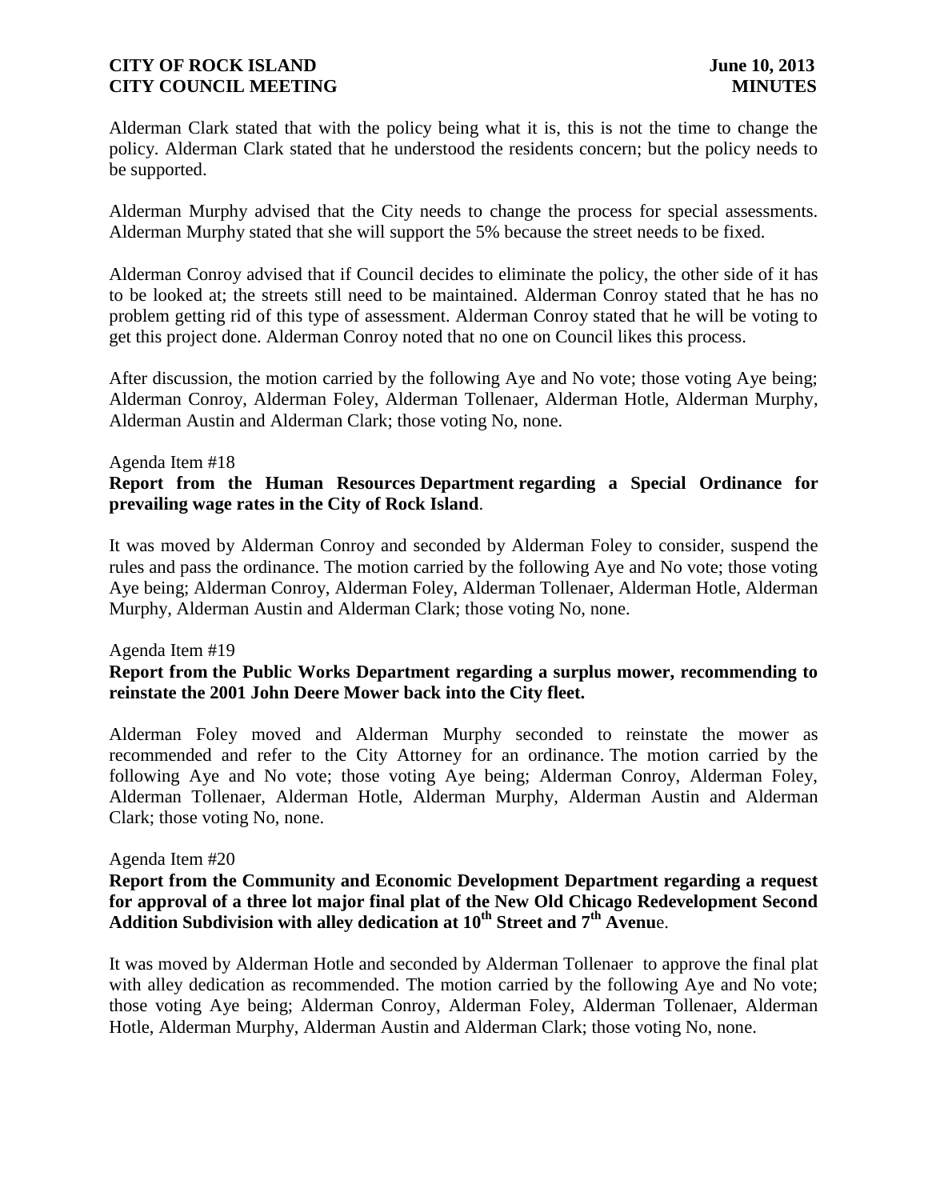Alderman Clark stated that with the policy being what it is, this is not the time to change the policy. Alderman Clark stated that he understood the residents concern; but the policy needs to be supported.

Alderman Murphy advised that the City needs to change the process for special assessments. Alderman Murphy stated that she will support the 5% because the street needs to be fixed.

Alderman Conroy advised that if Council decides to eliminate the policy, the other side of it has to be looked at; the streets still need to be maintained. Alderman Conroy stated that he has no problem getting rid of this type of assessment. Alderman Conroy stated that he will be voting to get this project done. Alderman Conroy noted that no one on Council likes this process.

After discussion, the motion carried by the following Aye and No vote; those voting Aye being; Alderman Conroy, Alderman Foley, Alderman Tollenaer, Alderman Hotle, Alderman Murphy, Alderman Austin and Alderman Clark; those voting No, none.

Agenda Item #18

**Report from the Human Resources Department regarding a Special Ordinance for prevailing wage rates in the City of Rock Island**.

It was moved by Alderman Conroy and seconded by Alderman Foley to consider, suspend the rules and pass the ordinance. The motion carried by the following Aye and No vote; those voting Aye being; Alderman Conroy, Alderman Foley, Alderman Tollenaer, Alderman Hotle, Alderman Murphy, Alderman Austin and Alderman Clark; those voting No, none.

Agenda Item #19

**Report from the Public Works Department regarding a surplus mower, recommending to reinstate the 2001 John Deere Mower back into the City fleet.**

Alderman Foley moved and Alderman Murphy seconded to reinstate the mower as recommended and refer to the City Attorney for an ordinance. The motion carried by the following Aye and No vote; those voting Aye being; Alderman Conroy, Alderman Foley, Alderman Tollenaer, Alderman Hotle, Alderman Murphy, Alderman Austin and Alderman Clark; those voting No, none.

Agenda Item #20

**Report from the Community and Economic Development Department regarding a request for approval of a three lot major final plat of the New Old Chicago Redevelopment Second Addition Subdivision with alley dedication at 10th Street and 7th Avenue**.

It was moved by Alderman Hotle and seconded by Alderman Tollenaer to approve the final plat with alley dedication as recommended. The motion carried by the following Aye and No vote; those voting Aye being; Alderman Conroy, Alderman Foley, Alderman Tollenaer, Alderman Hotle, Alderman Murphy, Alderman Austin and Alderman Clark; those voting No, none.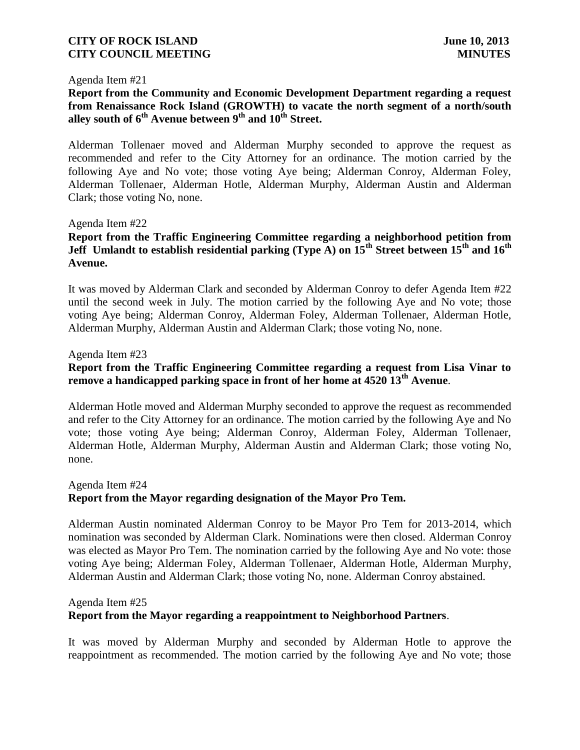Agenda Item #21

**Report from the Community and Economic Development Department regarding a request from Renaissance Rock Island (GROWTH) to vacate the north segment of a north/south alley south of 6th Avenue between 9th and 10th Street.**

Alderman Tollenaer moved and Alderman Murphy seconded to approve the request as recommended and refer to the City Attorney for an ordinance. The motion carried by the following Aye and No vote; those voting Aye being; Alderman Conroy, Alderman Foley, Alderman Tollenaer, Alderman Hotle, Alderman Murphy, Alderman Austin and Alderman Clark; those voting No, none.

Agenda Item #22

**Report from the Traffic Engineering Committee regarding a neighborhood petition from Jeff Umlandt to establish residential parking (Type A) on 15th Street between 15th and 16th Avenue.**

It was moved by Alderman Clark and seconded by Alderman Conroy to defer Agenda Item #22 until the second week in July. The motion carried by the following Aye and No vote; those voting Aye being; Alderman Conroy, Alderman Foley, Alderman Tollenaer, Alderman Hotle, Alderman Murphy, Alderman Austin and Alderman Clark; those voting No, none.

Agenda Item #23

**Report from the Traffic Engineering Committee regarding a request from Lisa Vinar to remove a handicapped parking space in front of her home at 4520 13th Avenue**.

Alderman Hotle moved and Alderman Murphy seconded to approve the request as recommended and refer to the City Attorney for an ordinance. The motion carried by the following Aye and No vote; those voting Aye being; Alderman Conroy, Alderman Foley, Alderman Tollenaer, Alderman Hotle, Alderman Murphy, Alderman Austin and Alderman Clark; those voting No, none.

Agenda Item #24

**Report from the Mayor regarding designation of the Mayor Pro Tem.**

Alderman Austin nominated Alderman Conroy to be Mayor Pro Tem for 2013-2014, which nomination was seconded by Alderman Clark. Nominations were then closed. Alderman Conroy was elected as Mayor Pro Tem. The nomination carried by the following Aye and No vote: those voting Aye being; Alderman Foley, Alderman Tollenaer, Alderman Hotle, Alderman Murphy, Alderman Austin and Alderman Clark; those voting No, none. Alderman Conroy abstained.

Agenda Item #25

**Report from the Mayor regarding a reappointment to Neighborhood Partners**.

It was moved by Alderman Murphy and seconded by Alderman Hotle to approve the reappointment as recommended. The motion carried by the following Aye and No vote; those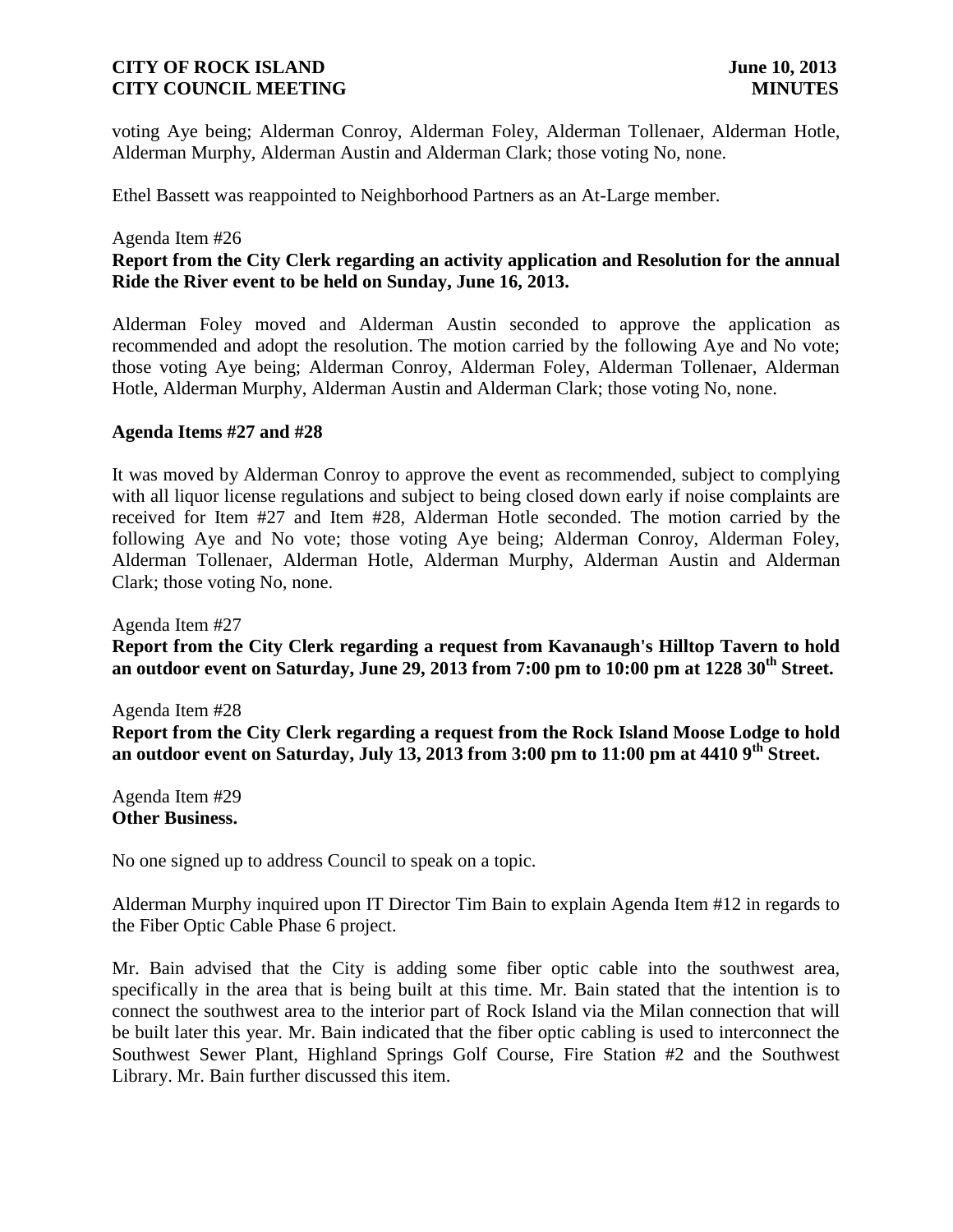voting Aye being; Alderman Conroy, Alderman Foley, Alderman Tollenaer, Alderman Hotle, Alderman Murphy, Alderman Austin and Alderman Clark; those voting No, none.

Ethel Bassett was reappointed to Neighborhood Partners as an At-Large member.

Agenda Item #26

**Report from the City Clerk regarding an activity application and Resolution for the annual Ride the River event to be held on Sunday, June 16, 2013.**

Alderman Foley moved and Alderman Austin seconded to approve the application as recommended and adopt the resolution. The motion carried by the following Aye and No vote; those voting Aye being; Alderman Conroy, Alderman Foley, Alderman Tollenaer, Alderman Hotle, Alderman Murphy, Alderman Austin and Alderman Clark; those voting No, none.

**Agenda Items #27 and #28**

It was moved by Alderman Conroy to approve the event as recommended, subject to complying with all liquor license regulations and subject to being closed down early if noise complaints are received for Item #27 and Item #28, Alderman Hotle seconded. The motion carried by the following Aye and No vote; those voting Aye being; Alderman Conroy, Alderman Foley, Alderman Tollenaer, Alderman Hotle, Alderman Murphy, Alderman Austin and Alderman Clark; those voting No, none.

Agenda Item #27

**Report from the City Clerk regarding a request from Kavanaugh's Hilltop Tavern to hold an outdoor event on Saturday, June 29, 2013 from 7:00 pm to 10:00 pm at 1228 30th Street.**

Agenda Item #28

**Report from the City Clerk regarding a request from the Rock Island Moose Lodge to hold an outdoor event on Saturday, July 13, 2013 from 3:00 pm to 11:00 pm at 4410 9th Street.**

Agenda Item #29

**Other Business.**

No one signed up to address Council to speak on a topic.

Alderman Murphy inquired upon IT Director Tim Bain to explain Agenda Item #12 in regards to the Fiber Optic Cable Phase 6 project.

Mr. Bain advised that the City is adding some fiber optic cable into the southwest area, specifically in the area that is being built at this time. Mr. Bain stated that the intention is to connect the southwest area to the interior part of Rock Island via the Milan connection that will be built later this year. Mr. Bain indicated that the fiber optic cabling is used to interconnect the Southwest Sewer Plant, Highland Springs Golf Course, Fire Station #2 and the Southwest Library. Mr. Bain further discussed this item.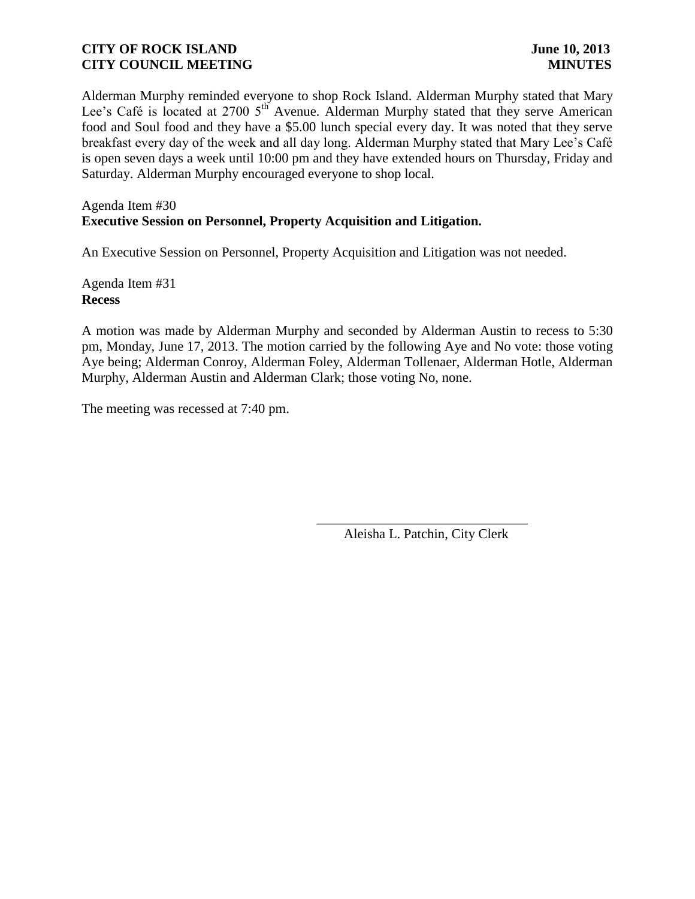Alderman Murphy reminded everyone to shop Rock Island. Alderman Murphy stated that Mary Lee's Café is located at 2700 5th Avenue. Alderman Murphy stated that they serve American food and Soul food and they have a $5.00 lunch special every day. It was noted that they serve breakfast every day of the week and all day long. Alderman Murphy stated that Mary Lee's Café is open seven days a week until 10:00 pm and they have extended hours on Thursday, Friday and Saturday. Alderman Murphy encouraged everyone to shop local.

Agenda Item #30
**Executive Session on Personnel, Property Acquisition and Litigation.**

An Executive Session on Personnel, Property Acquisition and Litigation was not needed.

Agenda Item #31
**Recess**

A motion was made by Alderman Murphy and seconded by Alderman Austin to recess to 5:30 pm, Monday, June 17, 2013. The motion carried by the following Aye and No vote: those voting Aye being; Alderman Conroy, Alderman Foley, Alderman Tollenaer, Alderman Hotle, Alderman Murphy, Alderman Austin and Alderman Clark; those voting No, none.

The meeting was recessed at 7:40 pm.

\_\_\_\_\_\_\_\_\_\_\_\_\_\_\_\_\_\_\_\_\_\_\_\_\_\_\_\_\_\_\_\_
Aleisha L. Patchin, City Clerk